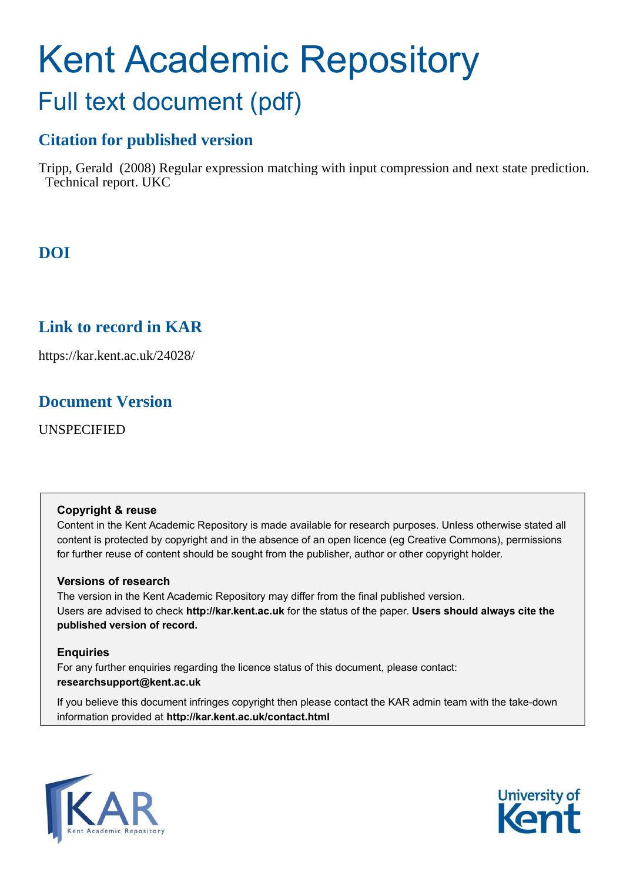# Kent Academic Repository

## Full text document (pdf)

### Citation for published version

Tripp, Gerald (2008) Regular expression matching with input compression and next state prediction. Technical report. UKC

### DOI

### Link to record in KAR

https://kar.kent.ac.uk/24028/

### Document Version

UNSPECIFIED

**Copyright & reuse**

Content in the Kent Academic Repository is made available for research purposes. Unless otherwise stated all content is protected by copyright and in the absence of an open licence (eg Creative Commons), permissions for further reuse of content should be sought from the publisher, author or other copyright holder.

**Versions of research**

The version in the Kent Academic Repository may differ from the final published version. Users are advised to check **http://kar.kent.ac.uk** for the status of the paper. **Users should always cite the published version of record.**

**Enquiries**

For any further enquiries regarding the licence status of this document, please contact: **researchsupport@kent.ac.uk**

If you believe this document infringes copyright then please contact the KAR admin team with the take-down information provided at **http://kar.kent.ac.uk/contact.html**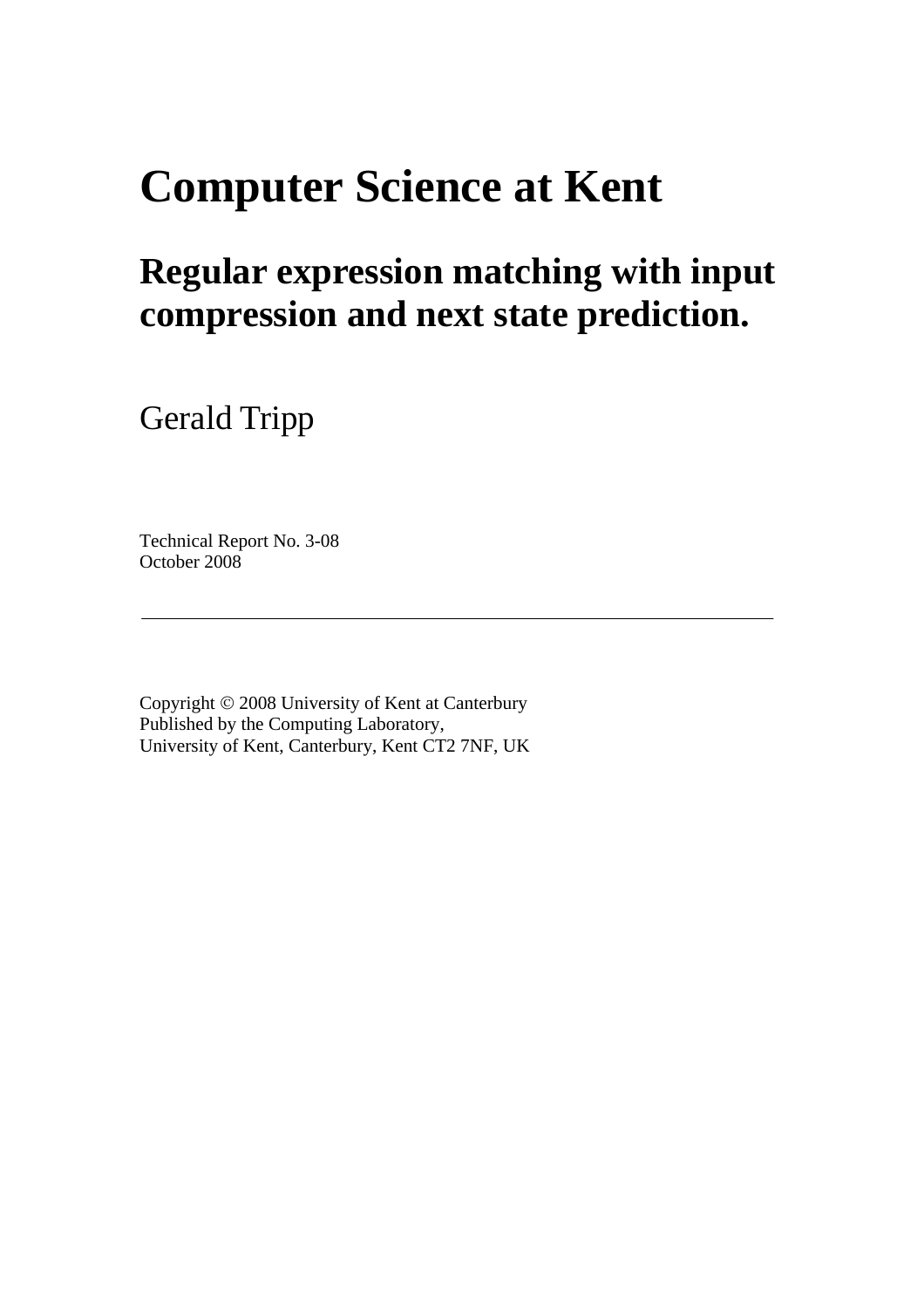# Computer Science at Kent

## Regular expression matching with input compression and next state prediction.

Gerald Tripp

Technical Report No. 3-08
October 2008

---

Copyright © 2008 University of Kent at Canterbury
Published by the Computing Laboratory,
University of Kent, Canterbury, Kent CT2 7NF, UK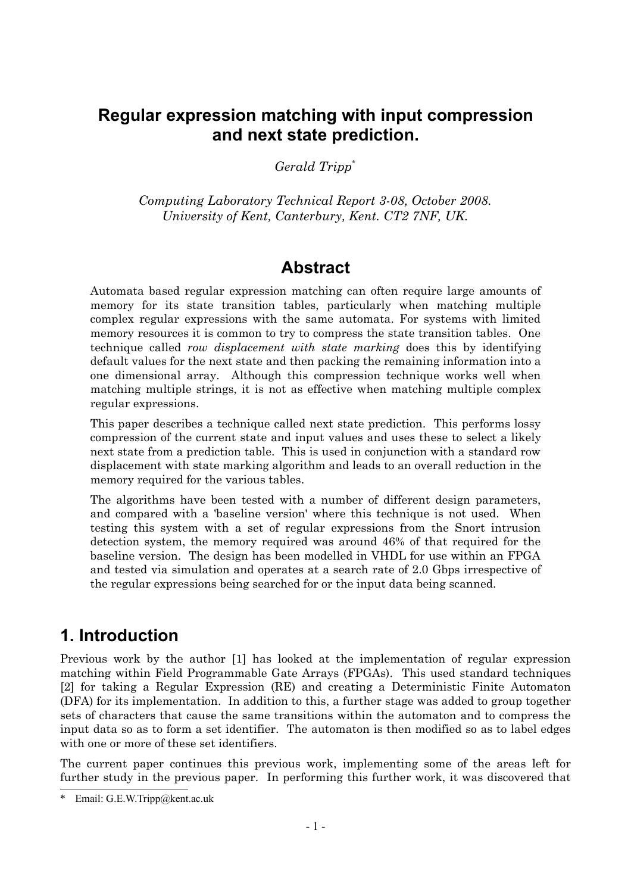# Regular expression matching with input compression and next state prediction.

*Gerald Tripp*[*]

*Computing Laboratory Technical Report 3-08, October 2008.*
*University of Kent, Canterbury, Kent. CT2 7NF, UK.*

## Abstract

Automata based regular expression matching can often require large amounts of memory for its state transition tables, particularly when matching multiple complex regular expressions with the same automata. For systems with limited memory resources it is common to try to compress the state transition tables. One technique called *row displacement with state marking* does this by identifying default values for the next state and then packing the remaining information into a one dimensional array. Although this compression technique works well when matching multiple strings, it is not as effective when matching multiple complex regular expressions.

This paper describes a technique called next state prediction. This performs lossy compression of the current state and input values and uses these to select a likely next state from a prediction table. This is used in conjunction with a standard row displacement with state marking algorithm and leads to an overall reduction in the memory required for the various tables.

The algorithms have been tested with a number of different design parameters, and compared with a 'baseline version' where this technique is not used. When testing this system with a set of regular expressions from the Snort intrusion detection system, the memory required was around 46% of that required for the baseline version. The design has been modelled in VHDL for use within an FPGA and tested via simulation and operates at a search rate of 2.0 Gbps irrespective of the regular expressions being searched for or the input data being scanned.

## 1. Introduction

Previous work by the author [1] has looked at the implementation of regular expression matching within Field Programmable Gate Arrays (FPGAs). This used standard techniques [2] for taking a Regular Expression (RE) and creating a Deterministic Finite Automaton (DFA) for its implementation. In addition to this, a further stage was added to group together sets of characters that cause the same transitions within the automaton and to compress the input data so as to form a set identifier. The automaton is then modified so as to label edges with one or more of these set identifiers.

The current paper continues this previous work, implementing some of the areas left for further study in the previous paper. In performing this further work, it was discovered that

---

\* Email: G.E.W.Tripp@kent.ac.uk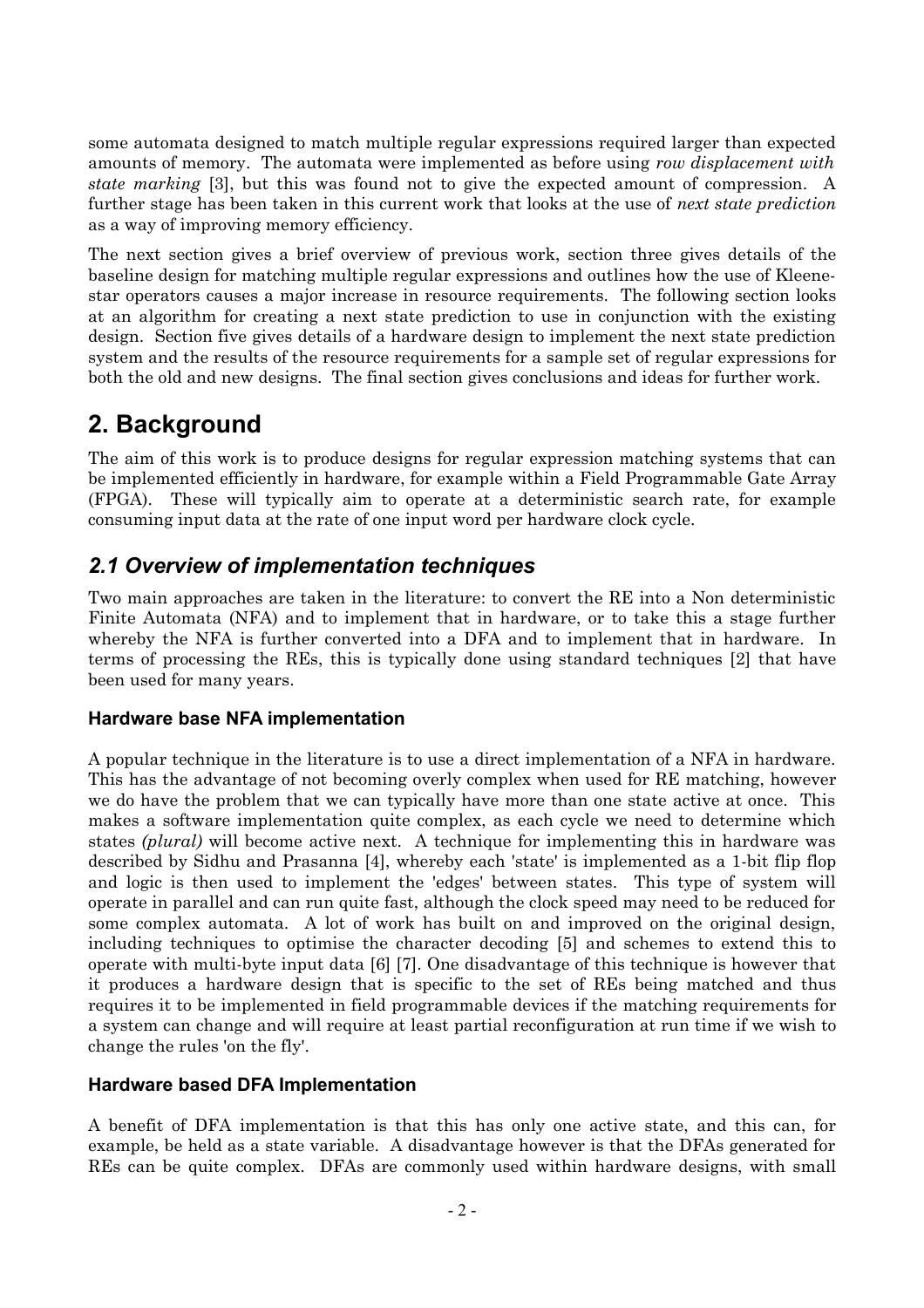some automata designed to match multiple regular expressions required larger than expected amounts of memory. The automata were implemented as before using *row displacement with state marking* [3], but this was found not to give the expected amount of compression. A further stage has been taken in this current work that looks at the use of *next state prediction* as a way of improving memory efficiency.

The next section gives a brief overview of previous work, section three gives details of the baseline design for matching multiple regular expressions and outlines how the use of Kleene-star operators causes a major increase in resource requirements. The following section looks at an algorithm for creating a next state prediction to use in conjunction with the existing design. Section five gives details of a hardware design to implement the next state prediction system and the results of the resource requirements for a sample set of regular expressions for both the old and new designs. The final section gives conclusions and ideas for further work.

## 2. Background

The aim of this work is to produce designs for regular expression matching systems that can be implemented efficiently in hardware, for example within a Field Programmable Gate Array (FPGA). These will typically aim to operate at a deterministic search rate, for example consuming input data at the rate of one input word per hardware clock cycle.

### *2.1 Overview of implementation techniques*

Two main approaches are taken in the literature: to convert the RE into a Non deterministic Finite Automata (NFA) and to implement that in hardware, or to take this a stage further whereby the NFA is further converted into a DFA and to implement that in hardware. In terms of processing the REs, this is typically done using standard techniques [2] that have been used for many years.

#### Hardware base NFA implementation

A popular technique in the literature is to use a direct implementation of a NFA in hardware. This has the advantage of not becoming overly complex when used for RE matching, however we do have the problem that we can typically have more than one state active at once. This makes a software implementation quite complex, as each cycle we need to determine which states *(plural)* will become active next. A technique for implementing this in hardware was described by Sidhu and Prasanna [4], whereby each 'state' is implemented as a 1-bit flip flop and logic is then used to implement the 'edges' between states. This type of system will operate in parallel and can run quite fast, although the clock speed may need to be reduced for some complex automata. A lot of work has built on and improved on the original design, including techniques to optimise the character decoding [5] and schemes to extend this to operate with multi-byte input data [6] [7]. One disadvantage of this technique is however that it produces a hardware design that is specific to the set of REs being matched and thus requires it to be implemented in field programmable devices if the matching requirements for a system can change and will require at least partial reconfiguration at run time if we wish to change the rules 'on the fly'.

#### Hardware based DFA Implementation

A benefit of DFA implementation is that this has only one active state, and this can, for example, be held as a state variable. A disadvantage however is that the DFAs generated for REs can be quite complex. DFAs are commonly used within hardware designs, with small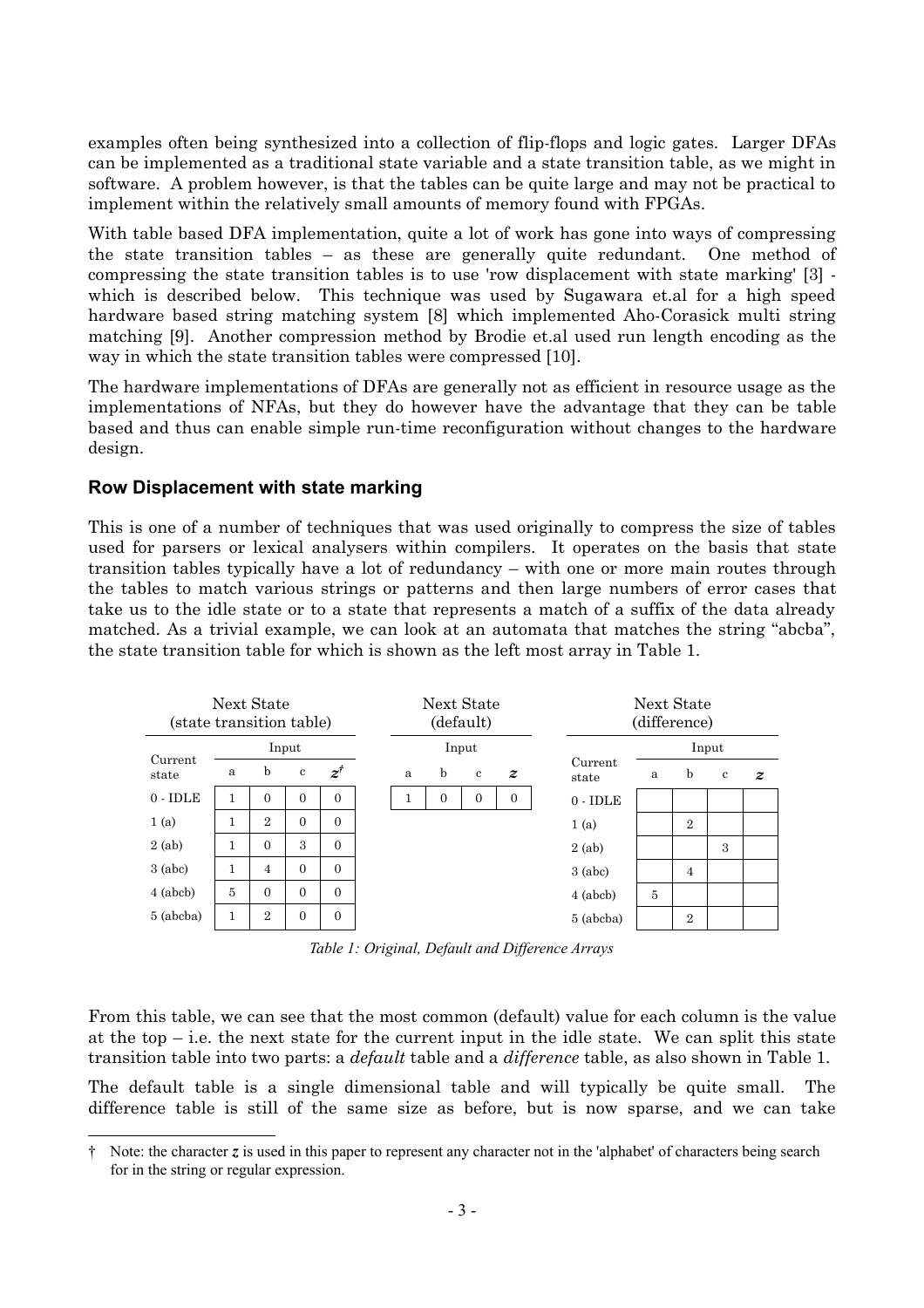examples often being synthesized into a collection of flip-flops and logic gates. Larger DFAs can be implemented as a traditional state variable and a state transition table, as we might in software. A problem however, is that the tables can be quite large and may not be practical to implement within the relatively small amounts of memory found with FPGAs.

With table based DFA implementation, quite a lot of work has gone into ways of compressing the state transition tables – as these are generally quite redundant. One method of compressing the state transition tables is to use 'row displacement with state marking' [3] - which is described below. This technique was used by Sugawara et.al for a high speed hardware based string matching system [8] which implemented Aho-Corasick multi string matching [9]. Another compression method by Brodie et.al used run length encoding as the way in which the state transition tables were compressed [10].

The hardware implementations of DFAs are generally not as efficient in resource usage as the implementations of NFAs, but they do however have the advantage that they can be table based and thus can enable simple run-time reconfiguration without changes to the hardware design.

### Row Displacement with state marking

This is one of a number of techniques that was used originally to compress the size of tables used for parsers or lexical analysers within compilers. It operates on the basis that state transition tables typically have a lot of redundancy – with one or more main routes through the tables to match various strings or patterns and then large numbers of error cases that take us to the idle state or to a state that represents a match of a suffix of the data already matched. As a trivial example, we can look at an automata that matches the string "abcba", the state transition table for which is shown as the left most array in Table 1.

**Next State (state transition table)**

| Current state | a | b | c | *z*† |
|---|---|---|---|---|
| 0 - IDLE | 1 | 0 | 0 | 0 |
| 1 (a) | 1 | 2 | 0 | 0 |
| 2 (ab) | 1 | 0 | 3 | 0 |
| 3 (abc) | 1 | 4 | 0 | 0 |
| 4 (abcb) | 5 | 0 | 0 | 0 |
| 5 (abcba) | 1 | 2 | 0 | 0 |

**Next State (default)**

| a | b | c | *z* |
|---|---|---|---|
| 1 | 0 | 0 | 0 |

**Next State (difference)**

| Current state | a | b | c | *z* |
|---|---|---|---|---|
| 0 - IDLE | | | | |
| 1 (a) | | 2 | | |
| 2 (ab) | | | 3 | |
| 3 (abc) | | 4 | | |
| 4 (abcb) | 5 | | | |
| 5 (abcba) | | 2 | | |

*Table 1: Original, Default and Difference Arrays*

From this table, we can see that the most common (default) value for each column is the value at the top – i.e. the next state for the current input in the idle state. We can split this state transition table into two parts: a *default* table and a *difference* table, as also shown in Table 1.

The default table is a single dimensional table and will typically be quite small. The difference table is still of the same size as before, but is now sparse, and we can take

† Note: the character *z* is used in this paper to represent any character not in the 'alphabet' of characters being search for in the string or regular expression.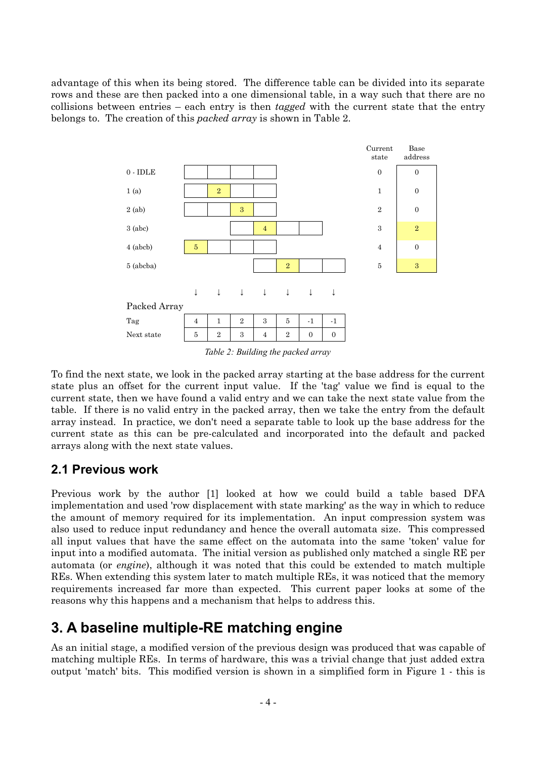advantage of this when its being stored. The difference table can be divided into its separate rows and these are then packed into a one dimensional table, in a way such that there are no collisions between entries – each entry is then *tagged* with the current state that the entry belongs to. The creation of this *packed array* is shown in Table 2.

| State | | | | | | | | Current state | Base address |
|---|---|---|---|---|---|---|---|---|---|
| 0 - IDLE | | | | | | | | 0 | 0 |
| 1 (a) | | 2 | | | | | | 1 | 0 |
| 2 (ab) | | | 3 | | | | | 2 | 0 |
| 3 (abc) | | | | 4 | | | | 3 | 2 |
| 4 (abcb) | 5 | | | | | | | 4 | 0 |
| 5 (abcba) | | | | | 2 | | | 5 | 3 |

↓ ↓ ↓ ↓ ↓ ↓ ↓

Packed Array

| | | | | | | | |
|---|---|---|---|---|---|---|---|
| Tag | 4 | 1 | 2 | 3 | 5 | -1 | -1 |
| Next state | 5 | 2 | 3 | 4 | 2 | 0 | 0 |

*Table 2: Building the packed array*

To find the next state, we look in the packed array starting at the base address for the current state plus an offset for the current input value. If the 'tag' value we find is equal to the current state, then we have found a valid entry and we can take the next state value from the table. If there is no valid entry in the packed array, then we take the entry from the default array instead. In practice, we don't need a separate table to look up the base address for the current state as this can be pre-calculated and incorporated into the default and packed arrays along with the next state values.

## 2.1 Previous work

Previous work by the author [1] looked at how we could build a table based DFA implementation and used 'row displacement with state marking' as the way in which to reduce the amount of memory required for its implementation. An input compression system was also used to reduce input redundancy and hence the overall automata size. This compressed all input values that have the same effect on the automata into the same 'token' value for input into a modified automata. The initial version as published only matched a single RE per automata (or *engine*), although it was noted that this could be extended to match multiple REs. When extending this system later to match multiple REs, it was noticed that the memory requirements increased far more than expected. This current paper looks at some of the reasons why this happens and a mechanism that helps to address this.

# 3. A baseline multiple-RE matching engine

As an initial stage, a modified version of the previous design was produced that was capable of matching multiple REs. In terms of hardware, this was a trivial change that just added extra output 'match' bits. This modified version is shown in a simplified form in Figure 1 - this is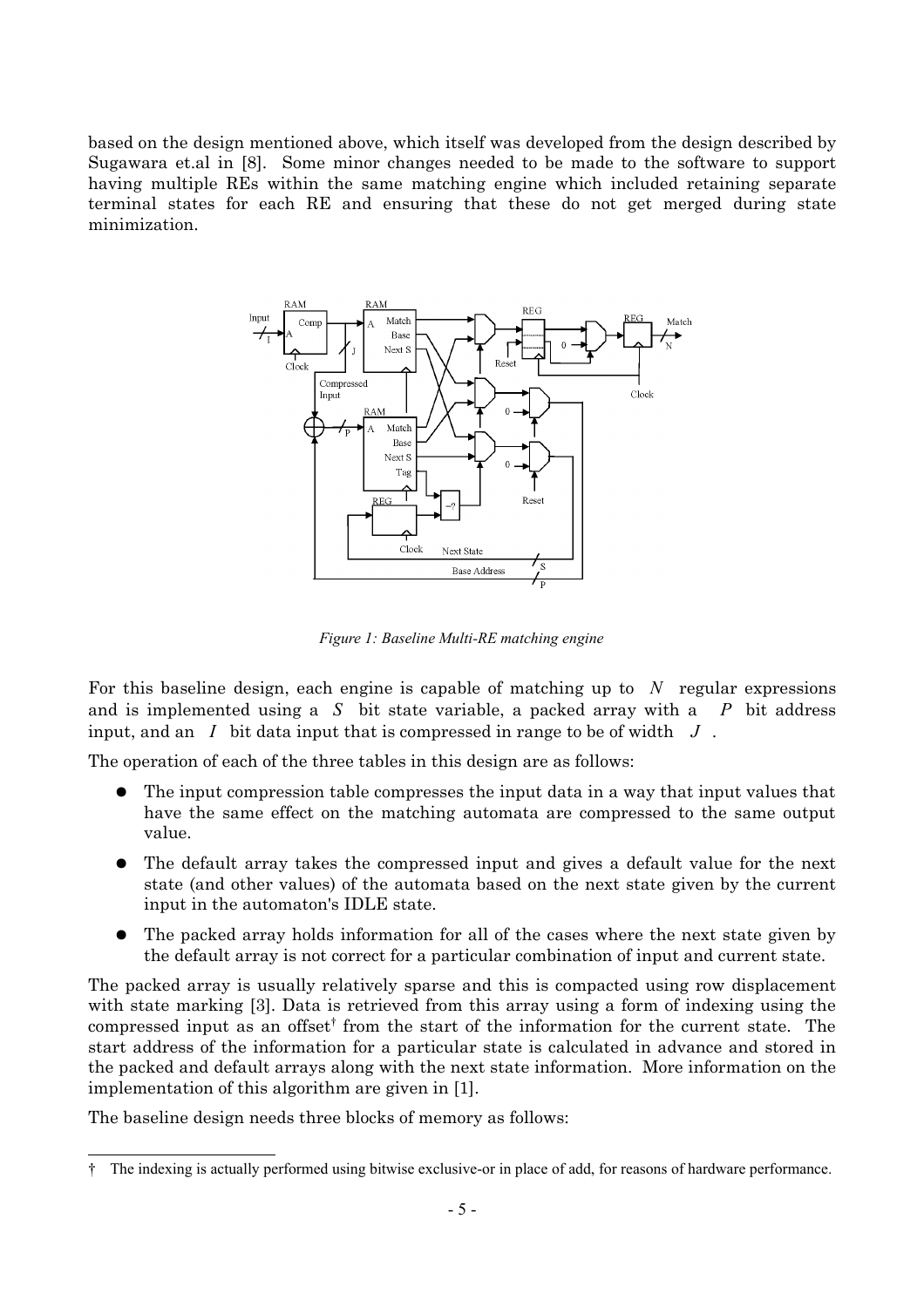based on the design mentioned above, which itself was developed from the design described by Sugawara et.al in [8]. Some minor changes needed to be made to the software to support having multiple REs within the same matching engine which included retaining separate terminal states for each RE and ensuring that these do not get merged during state minimization.

*Figure 1: Baseline Multi-RE matching engine*

For this baseline design, each engine is capable of matching up to $N$ regular expressions and is implemented using a $S$ bit state variable, a packed array with a $P$ bit address input, and an $I$ bit data input that is compressed in range to be of width $J$.

The operation of each of the three tables in this design are as follows:

- The input compression table compresses the input data in a way that input values that have the same effect on the matching automata are compressed to the same output value.
- The default array takes the compressed input and gives a default value for the next state (and other values) of the automata based on the next state given by the current input in the automaton's IDLE state.
- The packed array holds information for all of the cases where the next state given by the default array is not correct for a particular combination of input and current state.

The packed array is usually relatively sparse and this is compacted using row displacement with state marking [3]. Data is retrieved from this array using a form of indexing using the compressed input as an offset† from the start of the information for the current state. The start address of the information for a particular state is calculated in advance and stored in the packed and default arrays along with the next state information. More information on the implementation of this algorithm are given in [1].

The baseline design needs three blocks of memory as follows:

† The indexing is actually performed using bitwise exclusive-or in place of add, for reasons of hardware performance.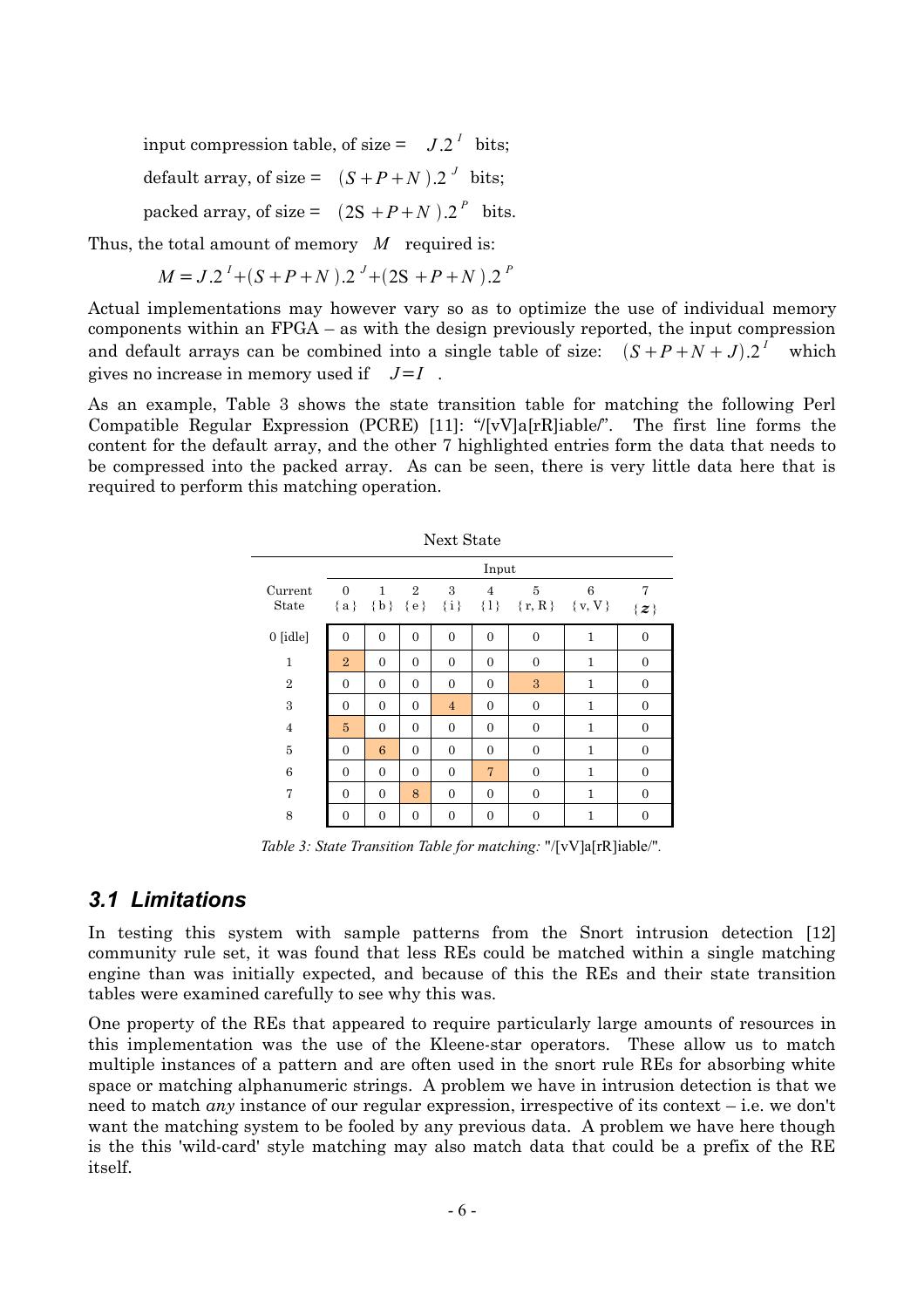input compression table, of size = $J.2^I$ bits;

default array, of size = $(S+P+N).2^J$ bits;

packed array, of size = $(2S+P+N).2^P$ bits.

Thus, the total amount of memory $M$ required is:

$$M = J.2^I + (S+P+N).2^J + (2S+P+N).2^P$$

Actual implementations may however vary so as to optimize the use of individual memory components within an FPGA – as with the design previously reported, the input compression and default arrays can be combined into a single table of size: $(S+P+N+J).2^I$ which gives no increase in memory used if $J=I$.

As an example, Table 3 shows the state transition table for matching the following Perl Compatible Regular Expression (PCRE) [11]: "/[vV]a[rR]iable/". The first line forms the content for the default array, and the other 7 highlighted entries form the data that needs to be compressed into the packed array. As can be seen, there is very little data here that is required to perform this matching operation.

| | Next State | | | | | | | |
|---|---|---|---|---|---|---|---|---|
| | Input | | | | | | | |
| Current State | 0 {a} | 1 {b} | 2 {e} | 3 {i} | 4 {l} | 5 {r, R} | 6 {v, V} | 7 {*z*} |
| 0 [idle] | 0 | 0 | 0 | 0 | 0 | 0 | 1 | 0 |
| 1 | 2 | 0 | 0 | 0 | 0 | 0 | 1 | 0 |
| 2 | 0 | 0 | 0 | 0 | 0 | 3 | 1 | 0 |
| 3 | 0 | 0 | 0 | 4 | 0 | 0 | 1 | 0 |
| 4 | 5 | 0 | 0 | 0 | 0 | 0 | 1 | 0 |
| 5 | 0 | 6 | 0 | 0 | 0 | 0 | 1 | 0 |
| 6 | 0 | 0 | 0 | 0 | 7 | 0 | 1 | 0 |
| 7 | 0 | 0 | 8 | 0 | 0 | 0 | 1 | 0 |
| 8 | 0 | 0 | 0 | 0 | 0 | 0 | 1 | 0 |

*Table 3: State Transition Table for matching:* "/[vV]a[rR]iable/".

## *3.1 Limitations*

In testing this system with sample patterns from the Snort intrusion detection [12] community rule set, it was found that less REs could be matched within a single matching engine than was initially expected, and because of this the REs and their state transition tables were examined carefully to see why this was.

One property of the REs that appeared to require particularly large amounts of resources in this implementation was the use of the Kleene-star operators. These allow us to match multiple instances of a pattern and are often used in the snort rule REs for absorbing white space or matching alphanumeric strings. A problem we have in intrusion detection is that we need to match *any* instance of our regular expression, irrespective of its context – i.e. we don't want the matching system to be fooled by any previous data. A problem we have here though is the this 'wild-card' style matching may also match data that could be a prefix of the RE itself.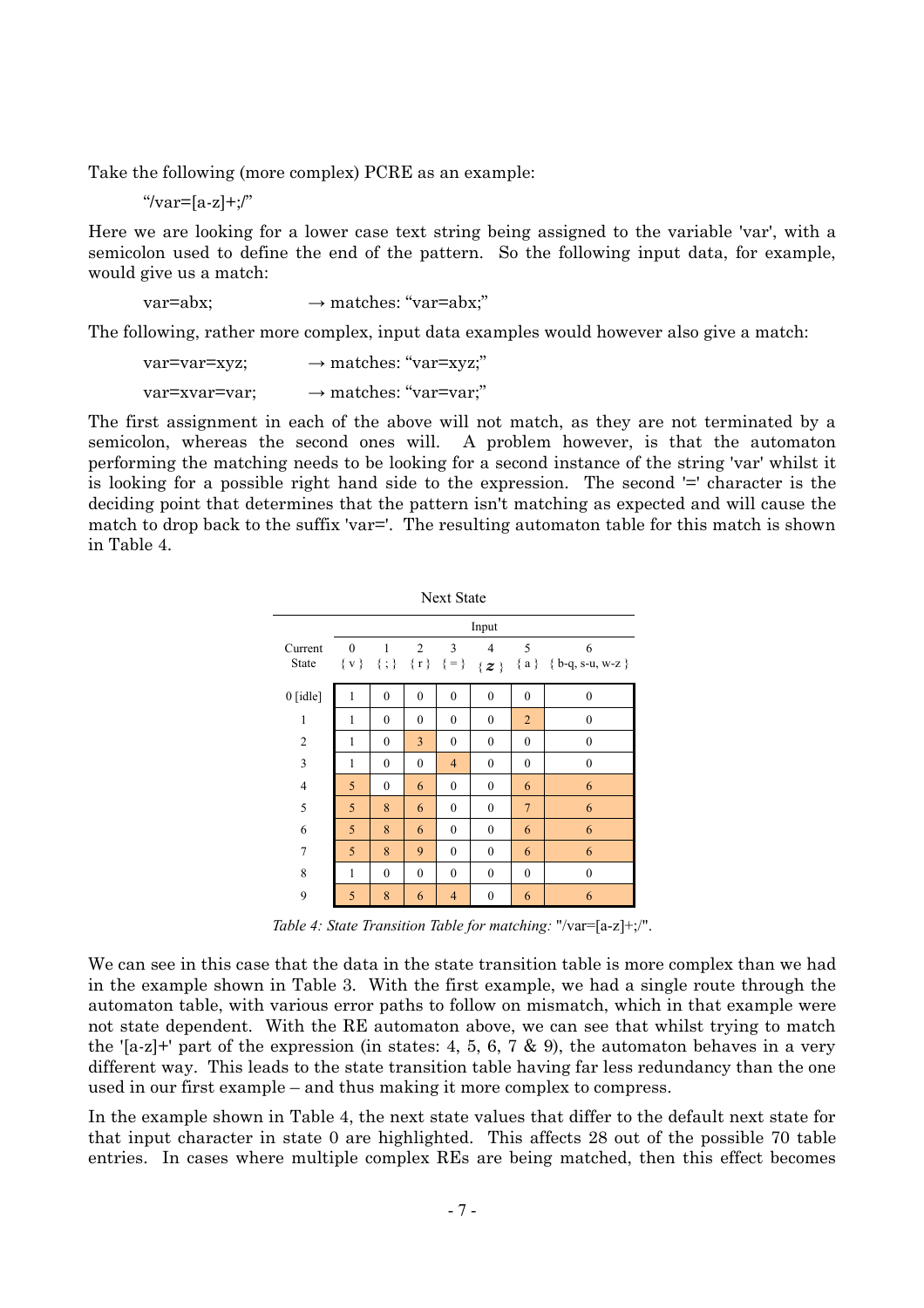Take the following (more complex) PCRE as an example:

> "/var=[a-z]+;/"

Here we are looking for a lower case text string being assigned to the variable 'var', with a semicolon used to define the end of the pattern. So the following input data, for example, would give us a match:

> var=abx; → matches: "var=abx;"

The following, rather more complex, input data examples would however also give a match:

> var=var=xyz; → matches: "var=xyz;"
>
> var=xvar=var; → matches: "var=var;"

The first assignment in each of the above will not match, as they are not terminated by a semicolon, whereas the second ones will. A problem however, is that the automaton performing the matching needs to be looking for a second instance of the string 'var' whilst it is looking for a possible right hand side to the expression. The second '=' character is the deciding point that determines that the pattern isn't matching as expected and will cause the match to drop back to the suffix 'var='. The resulting automaton table for this match is shown in Table 4.

Next State

| Current State | Input 0 { v } | 1 { ; } | 2 { r } | 3 { = } | 4 { *z* } | 5 { a } | 6 { b-q, s-u, w-z } |
|---|---|---|---|---|---|---|---|
| 0 [idle] | 1 | 0 | 0 | 0 | 0 | 0 | 0 |
| 1 | 1 | 0 | 0 | 0 | 0 | 2 | 0 |
| 2 | 1 | 0 | 3 | 0 | 0 | 0 | 0 |
| 3 | 1 | 0 | 0 | 4 | 0 | 0 | 0 |
| 4 | 5 | 0 | 6 | 0 | 0 | 6 | 6 |
| 5 | 5 | 8 | 6 | 0 | 0 | 7 | 6 |
| 6 | 5 | 8 | 6 | 0 | 0 | 6 | 6 |
| 7 | 5 | 8 | 9 | 0 | 0 | 6 | 6 |
| 8 | 1 | 0 | 0 | 0 | 0 | 0 | 0 |
| 9 | 5 | 8 | 6 | 4 | 0 | 6 | 6 |

*Table 4: State Transition Table for matching:* "/var=[a-z]+;/".

We can see in this case that the data in the state transition table is more complex than we had in the example shown in Table 3. With the first example, we had a single route through the automaton table, with various error paths to follow on mismatch, which in that example were not state dependent. With the RE automaton above, we can see that whilst trying to match the '[a-z]+' part of the expression (in states: 4, 5, 6, 7 & 9), the automaton behaves in a very different way. This leads to the state transition table having far less redundancy than the one used in our first example – and thus making it more complex to compress.

In the example shown in Table 4, the next state values that differ to the default next state for that input character in state 0 are highlighted. This affects 28 out of the possible 70 table entries. In cases where multiple complex REs are being matched, then this effect becomes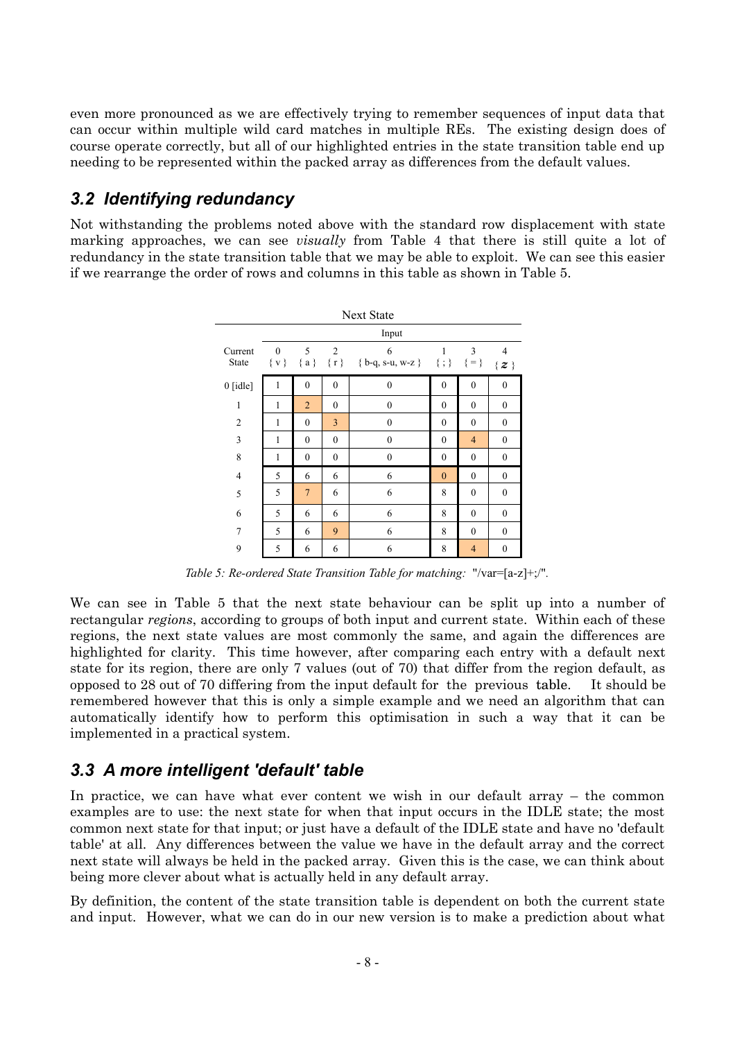even more pronounced as we are effectively trying to remember sequences of input data that can occur within multiple wild card matches in multiple REs. The existing design does of course operate correctly, but all of our highlighted entries in the state transition table end up needing to be represented within the packed array as differences from the default values.

## 3.2 Identifying redundancy

Not withstanding the problems noted above with the standard row displacement with state marking approaches, we can see *visually* from Table 4 that there is still quite a lot of redundancy in the state transition table that we may be able to exploit. We can see this easier if we rearrange the order of rows and columns in this table as shown in Table 5.

| | Next State | | | | | | |
|---|---|---|---|---|---|---|---|
| | Input | | | | | | |
| Current State | 0 { v } | 5 { a } | 2 { r } | 6 { b-q, s-u, w-z } | 1 { ; } | 3 { = } | 4 { *z* } |
| 0 [idle] | 1 | 0 | 0 | 0 | 0 | 0 | 0 |
| 1 | 1 | 2 | 0 | 0 | 0 | 0 | 0 |
| 2 | 1 | 0 | 3 | 0 | 0 | 0 | 0 |
| 3 | 1 | 0 | 0 | 0 | 0 | 4 | 0 |
| 8 | 1 | 0 | 0 | 0 | 0 | 0 | 0 |
| 4 | 5 | 6 | 6 | 6 | 0 | 0 | 0 |
| 5 | 5 | 7 | 6 | 6 | 8 | 0 | 0 |
| 6 | 5 | 6 | 6 | 6 | 8 | 0 | 0 |
| 7 | 5 | 6 | 9 | 6 | 8 | 0 | 0 |
| 9 | 5 | 6 | 6 | 6 | 8 | 4 | 0 |

*Table 5: Re-ordered State Transition Table for matching:* "/var=[a-z]+;/".

We can see in Table 5 that the next state behaviour can be split up into a number of rectangular *regions*, according to groups of both input and current state. Within each of these regions, the next state values are most commonly the same, and again the differences are highlighted for clarity. This time however, after comparing each entry with a default next state for its region, there are only 7 values (out of 70) that differ from the region default, as opposed to 28 out of 70 differing from the input default for the previous table. It should be remembered however that this is only a simple example and we need an algorithm that can automatically identify how to perform this optimisation in such a way that it can be implemented in a practical system.

## 3.3 A more intelligent 'default' table

In practice, we can have what ever content we wish in our default array – the common examples are to use: the next state for when that input occurs in the IDLE state; the most common next state for that input; or just have a default of the IDLE state and have no 'default table' at all. Any differences between the value we have in the default array and the correct next state will always be held in the packed array. Given this is the case, we can think about being more clever about what is actually held in any default array.

By definition, the content of the state transition table is dependent on both the current state and input. However, what we can do in our new version is to make a prediction about what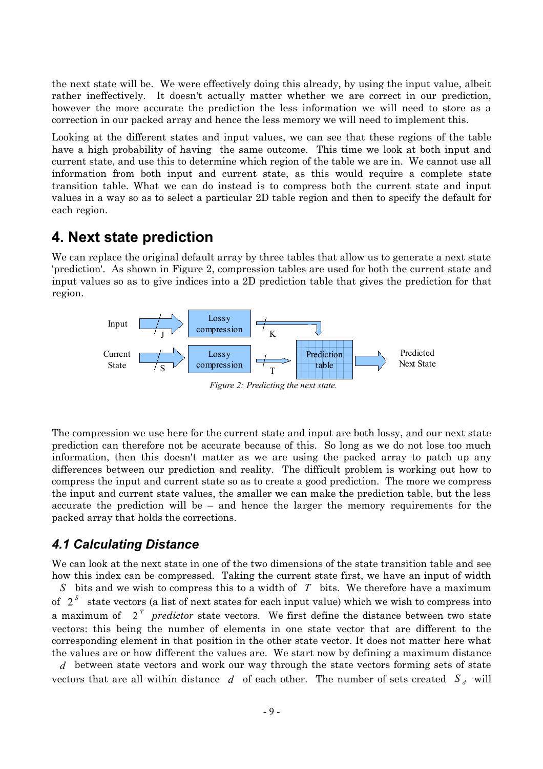the next state will be. We were effectively doing this already, by using the input value, albeit rather ineffectively. It doesn't actually matter whether we are correct in our prediction, however the more accurate the prediction the less information we will need to store as a correction in our packed array and hence the less memory we will need to implement this.

Looking at the different states and input values, we can see that these regions of the table have a high probability of having the same outcome. This time we look at both input and current state, and use this to determine which region of the table we are in. We cannot use all information from both input and current state, as this would require a complete state transition table. What we can do instead is to compress both the current state and input values in a way so as to select a particular 2D table region and then to specify the default for each region.

## 4. Next state prediction

We can replace the original default array by three tables that allow us to generate a next state 'prediction'. As shown in Figure 2, compression tables are used for both the current state and input values so as to give indices into a 2D prediction table that gives the prediction for that region.

*Figure 2: Predicting the next state.*

The compression we use here for the current state and input are both lossy, and our next state prediction can therefore not be accurate because of this. So long as we do not lose too much information, then this doesn't matter as we are using the packed array to patch up any differences between our prediction and reality. The difficult problem is working out how to compress the input and current state so as to create a good prediction. The more we compress the input and current state values, the smaller we can make the prediction table, but the less accurate the prediction will be – and hence the larger the memory requirements for the packed array that holds the corrections.

### *4.1 Calculating Distance*

We can look at the next state in one of the two dimensions of the state transition table and see how this index can be compressed. Taking the current state first, we have an input of width $S$ bits and we wish to compress this to a width of $T$ bits. We therefore have a maximum of $2^S$ state vectors (a list of next states for each input value) which we wish to compress into a maximum of $2^T$ *predictor* state vectors. We first define the distance between two state vectors: this being the number of elements in one state vector that are different to the corresponding element in that position in the other state vector. It does not matter here what the values are or how different the values are. We start now by defining a maximum distance $d$ between state vectors and work our way through the state vectors forming sets of state vectors that are all within distance $d$ of each other. The number of sets created $S_d$ will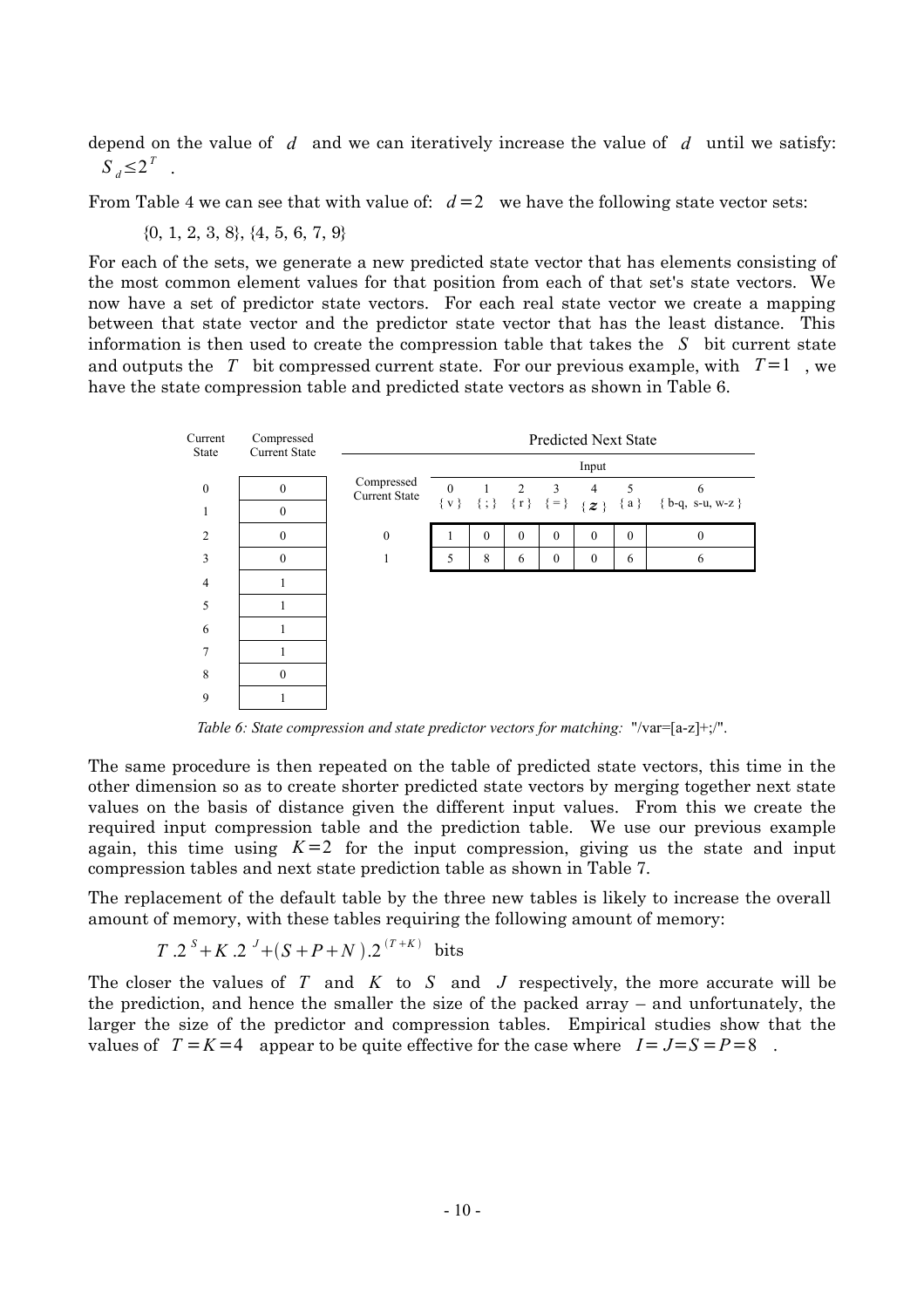depend on the value of $d$ and we can iteratively increase the value of $d$ until we satisfy: $S_d \le 2^T$ .

From Table 4 we can see that with value of: $d=2$ we have the following state vector sets:

{0, 1, 2, 3, 8}, {4, 5, 6, 7, 9}

For each of the sets, we generate a new predicted state vector that has elements consisting of the most common element values for that position from each of that set's state vectors. We now have a set of predictor state vectors. For each real state vector we create a mapping between that state vector and the predictor state vector that has the least distance. This information is then used to create the compression table that takes the $S$ bit current state and outputs the $T$ bit compressed current state. For our previous example, with $T=1$ , we have the state compression table and predicted state vectors as shown in Table 6.

| Current State | Compressed Current State |
|---|---|
| 0 | 0 |
| 1 | 0 |
| 2 | 0 |
| 3 | 0 |
| 4 | 1 |
| 5 | 1 |
| 6 | 1 |
| 7 | 1 |
| 8 | 0 |
| 9 | 1 |

| Compressed Current State | Predicted Next State | | | | | | |
|---|---|---|---|---|---|---|---|
| | Input | | | | | | |
| | 0 { v } | 1 { ; } | 2 { r } | 3 { = } | 4 { z } | 5 { a } | 6 { b-q, s-u, w-z } |
| 0 | 1 | 0 | 0 | 0 | 0 | 0 | 0 |
| 1 | 5 | 8 | 6 | 0 | 0 | 6 | 6 |

*Table 6: State compression and state predictor vectors for matching:* "/var=[a-z]+;/".

The same procedure is then repeated on the table of predicted state vectors, this time in the other dimension so as to create shorter predicted state vectors by merging together next state values on the basis of distance given the different input values. From this we create the required input compression table and the prediction table. We use our previous example again, this time using $K=2$ for the input compression, giving us the state and input compression tables and next state prediction table as shown in Table 7.

The replacement of the default table by the three new tables is likely to increase the overall amount of memory, with these tables requiring the following amount of memory:

$$T.2^S + K.2^J + (S+P+N).2^{(T+K)} \text{ bits}$$

The closer the values of $T$ and $K$ to $S$ and $J$ respectively, the more accurate will be the prediction, and hence the smaller the size of the packed array – and unfortunately, the larger the size of the predictor and compression tables. Empirical studies show that the values of $T=K=4$ appear to be quite effective for the case where $I=J=S=P=8$ .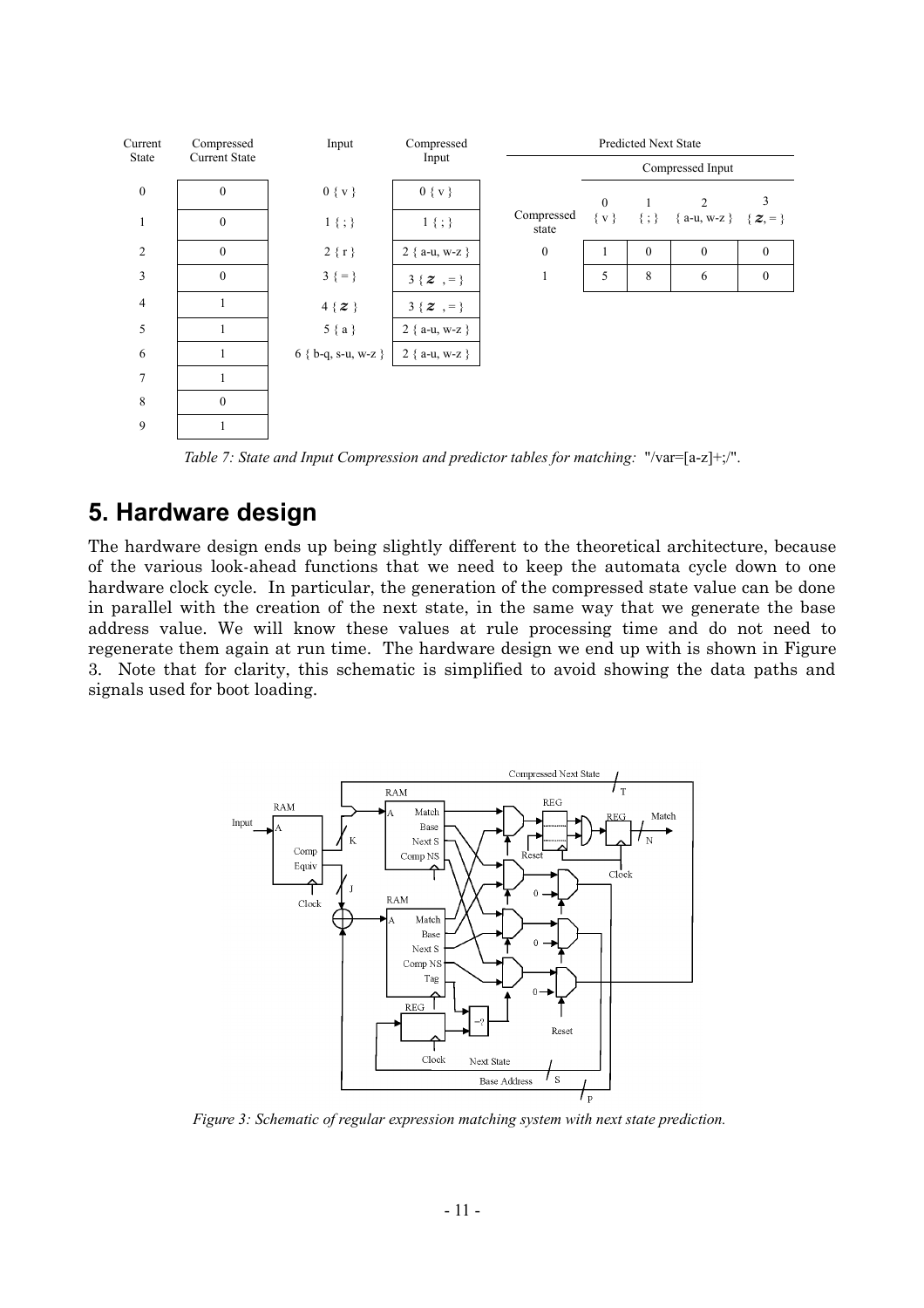| Current State | Compressed Current State | Input | Compressed Input |
|---|---|---|---|
| 0 | 0 | 0 { v } | 0 { v } |
| 1 | 0 | 1 { ; } | 1 { ; } |
| 2 | 0 | 2 { r } | 2 { a-u, w-z } |
| 3 | 0 | 3 { = } | 3 { *z* , = } |
| 4 | 1 | 4 { *z* } | 3 { *z* , = } |
| 5 | 1 | 5 { a } | 2 { a-u, w-z } |
| 6 | 1 | 6 { b-q, s-u, w-z } | 2 { a-u, w-z } |
| 7 | 1 | | |
| 8 | 0 | | |
| 9 | 1 | | |

| Predicted Next State | | | | |
|---|---|---|---|---|
| | Compressed Input | | | |
| Compressed state | 0 { v } | 1 { ; } | 2 { a-u, w-z } | 3 { *z*, = } |
| 0 | 1 | 0 | 0 | 0 |
| 1 | 5 | 8 | 6 | 0 |

*Table 7: State and Input Compression and predictor tables for matching:* "/var=[a-z]+;/".

## 5. Hardware design

The hardware design ends up being slightly different to the theoretical architecture, because of the various look-ahead functions that we need to keep the automata cycle down to one hardware clock cycle. In particular, the generation of the compressed state value can be done in parallel with the creation of the next state, in the same way that we generate the base address value. We will know these values at rule processing time and do not need to regenerate them again at run time. The hardware design we end up with is shown in Figure 3. Note that for clarity, this schematic is simplified to avoid showing the data paths and signals used for boot loading.

*Figure 3: Schematic of regular expression matching system with next state prediction.*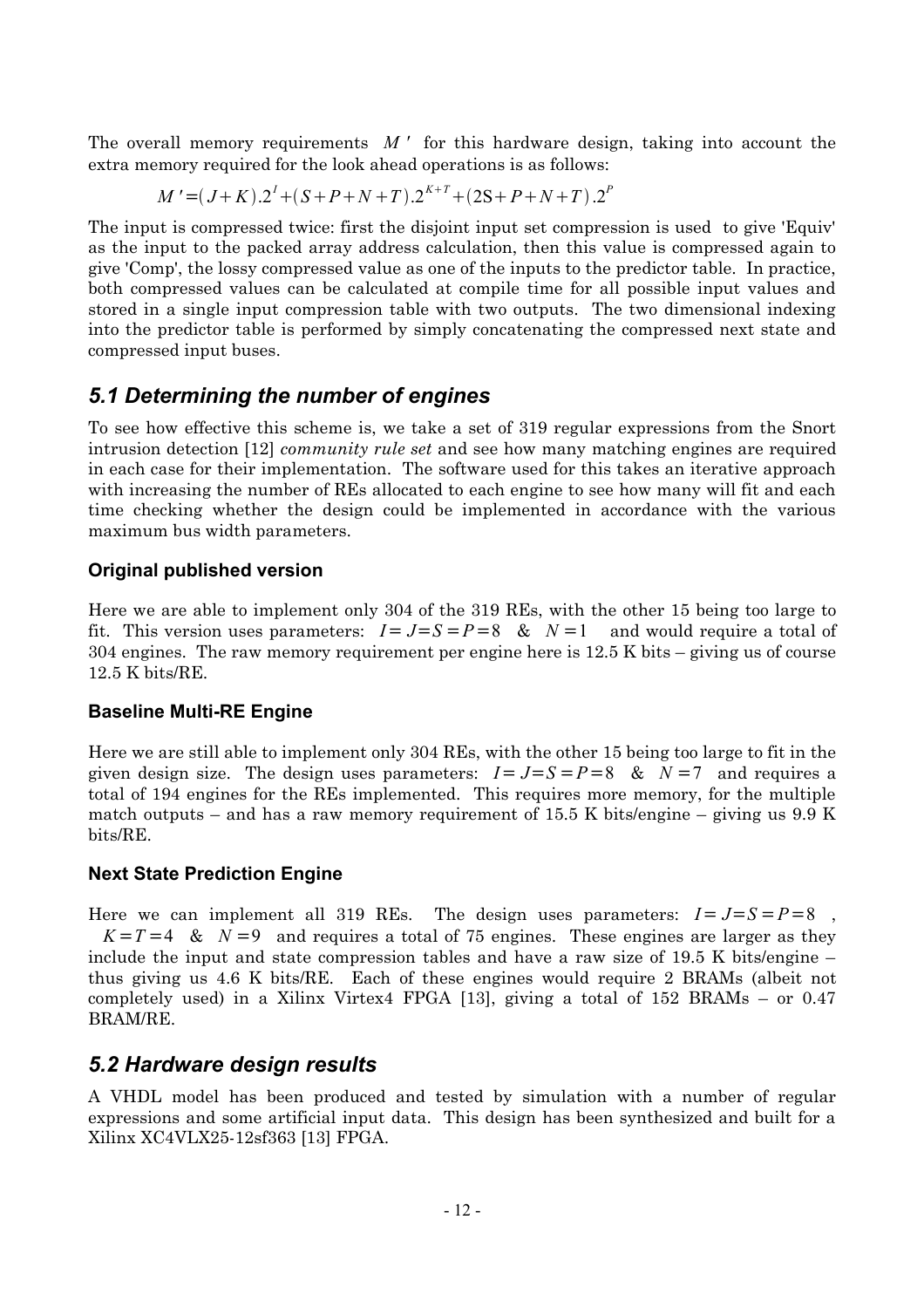The overall memory requirements $M'$ for this hardware design, taking into account the extra memory required for the look ahead operations is as follows:

$$M' = (J+K).2^{I} + (S+P+N+T).2^{K+T} + (2S+P+N+T).2^{P}$$

The input is compressed twice: first the disjoint input set compression is used to give 'Equiv' as the input to the packed array address calculation, then this value is compressed again to give 'Comp', the lossy compressed value as one of the inputs to the predictor table. In practice, both compressed values can be calculated at compile time for all possible input values and stored in a single input compression table with two outputs. The two dimensional indexing into the predictor table is performed by simply concatenating the compressed next state and compressed input buses.

## 5.1 Determining the number of engines

To see how effective this scheme is, we take a set of 319 regular expressions from the Snort intrusion detection [12] *community rule set* and see how many matching engines are required in each case for their implementation. The software used for this takes an iterative approach with increasing the number of REs allocated to each engine to see how many will fit and each time checking whether the design could be implemented in accordance with the various maximum bus width parameters.

### Original published version

Here we are able to implement only 304 of the 319 REs, with the other 15 being too large to fit. This version uses parameters: $I = J = S = P = 8$ & $N = 1$ and would require a total of 304 engines. The raw memory requirement per engine here is 12.5 K bits – giving us of course 12.5 K bits/RE.

### Baseline Multi-RE Engine

Here we are still able to implement only 304 REs, with the other 15 being too large to fit in the given design size. The design uses parameters: $I = J = S = P = 8$ & $N = 7$ and requires a total of 194 engines for the REs implemented. This requires more memory, for the multiple match outputs – and has a raw memory requirement of 15.5 K bits/engine – giving us 9.9 K bits/RE.

### Next State Prediction Engine

Here we can implement all 319 REs. The design uses parameters: $I = J = S = P = 8$ , $K = T = 4$ & $N = 9$ and requires a total of 75 engines. These engines are larger as they include the input and state compression tables and have a raw size of 19.5 K bits/engine – thus giving us 4.6 K bits/RE. Each of these engines would require 2 BRAMs (albeit not completely used) in a Xilinx Virtex4 FPGA [13], giving a total of 152 BRAMs – or 0.47 BRAM/RE.

## 5.2 Hardware design results

A VHDL model has been produced and tested by simulation with a number of regular expressions and some artificial input data. This design has been synthesized and built for a Xilinx XC4VLX25-12sf363 [13] FPGA.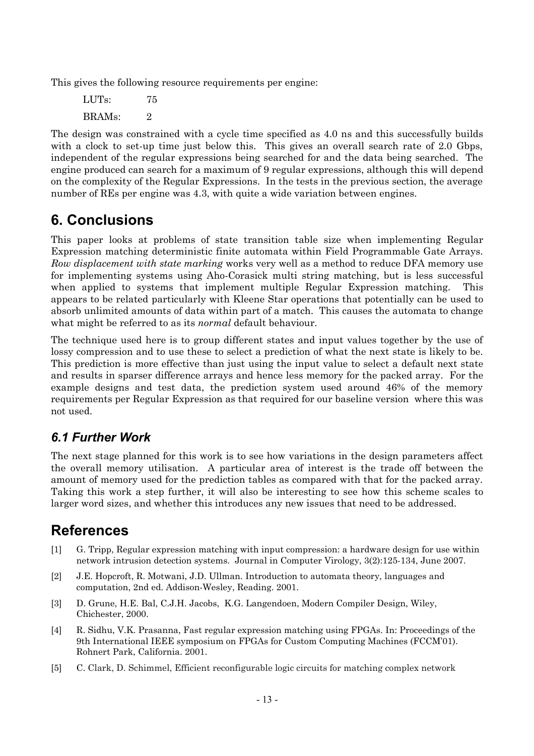This gives the following resource requirements per engine:

| | |
|---|---|
| LUTs: | 75 |
| BRAMs: | 2 |

The design was constrained with a cycle time specified as 4.0 ns and this successfully builds with a clock to set-up time just below this. This gives an overall search rate of 2.0 Gbps, independent of the regular expressions being searched for and the data being searched. The engine produced can search for a maximum of 9 regular expressions, although this will depend on the complexity of the Regular Expressions. In the tests in the previous section, the average number of REs per engine was 4.3, with quite a wide variation between engines.

# 6. Conclusions

This paper looks at problems of state transition table size when implementing Regular Expression matching deterministic finite automata within Field Programmable Gate Arrays. *Row displacement with state marking* works very well as a method to reduce DFA memory use for implementing systems using Aho-Corasick multi string matching, but is less successful when applied to systems that implement multiple Regular Expression matching. This appears to be related particularly with Kleene Star operations that potentially can be used to absorb unlimited amounts of data within part of a match. This causes the automata to change what might be referred to as its *normal* default behaviour.

The technique used here is to group different states and input values together by the use of lossy compression and to use these to select a prediction of what the next state is likely to be. This prediction is more effective than just using the input value to select a default next state and results in sparser difference arrays and hence less memory for the packed array. For the example designs and test data, the prediction system used around 46% of the memory requirements per Regular Expression as that required for our baseline version where this was not used.

## *6.1 Further Work*

The next stage planned for this work is to see how variations in the design parameters affect the overall memory utilisation. A particular area of interest is the trade off between the amount of memory used for the prediction tables as compared with that for the packed array. Taking this work a step further, it will also be interesting to see how this scheme scales to larger word sizes, and whether this introduces any new issues that need to be addressed.

# References

[1] G. Tripp, Regular expression matching with input compression: a hardware design for use within network intrusion detection systems. Journal in Computer Virology, 3(2):125-134, June 2007.

[2] J.E. Hopcroft, R. Motwani, J.D. Ullman. Introduction to automata theory, languages and computation, 2nd ed. Addison-Wesley, Reading. 2001.

[3] D. Grune, H.E. Bal, C.J.H. Jacobs, K.G. Langendoen, Modern Compiler Design, Wiley, Chichester, 2000.

[4] R. Sidhu, V.K. Prasanna, Fast regular expression matching using FPGAs. In: Proceedings of the 9th International IEEE symposium on FPGAs for Custom Computing Machines (FCCM'01). Rohnert Park, California. 2001.

[5] C. Clark, D. Schimmel, Efficient reconfigurable logic circuits for matching complex network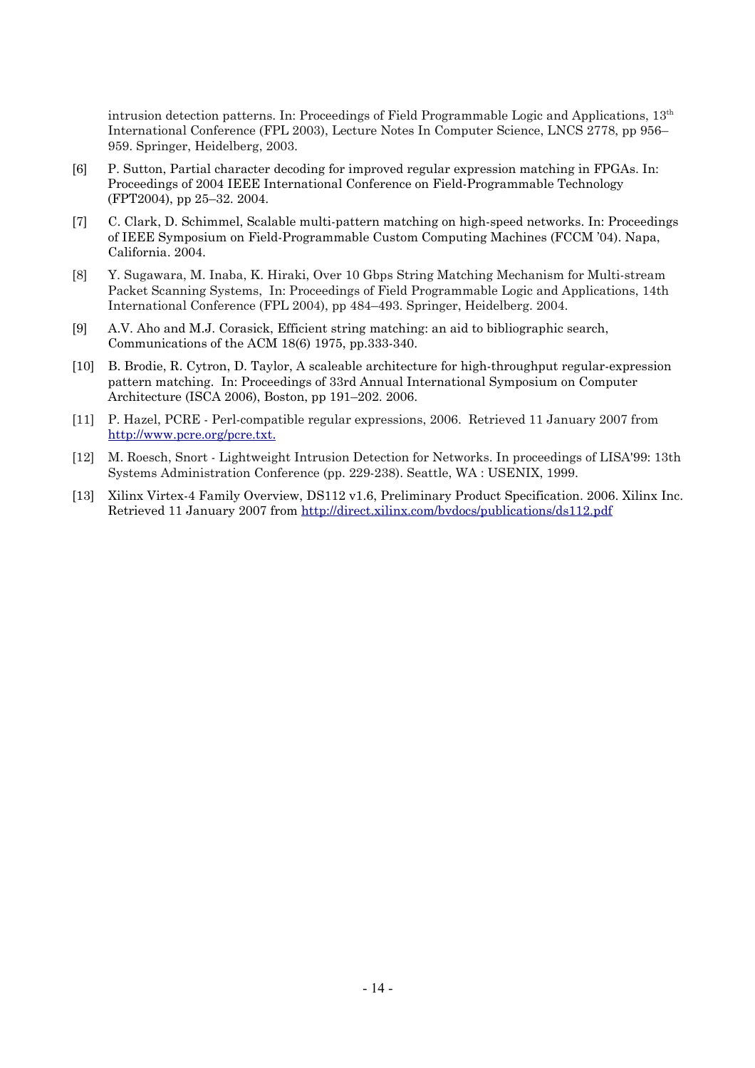intrusion detection patterns. In: Proceedings of Field Programmable Logic and Applications, 13th International Conference (FPL 2003), Lecture Notes In Computer Science, LNCS 2778, pp 956–959. Springer, Heidelberg, 2003.

[6] P. Sutton, Partial character decoding for improved regular expression matching in FPGAs. In: Proceedings of 2004 IEEE International Conference on Field-Programmable Technology (FPT2004), pp 25–32. 2004.

[7] C. Clark, D. Schimmel, Scalable multi-pattern matching on high-speed networks. In: Proceedings of IEEE Symposium on Field-Programmable Custom Computing Machines (FCCM '04). Napa, California. 2004.

[8] Y. Sugawara, M. Inaba, K. Hiraki, Over 10 Gbps String Matching Mechanism for Multi-stream Packet Scanning Systems, In: Proceedings of Field Programmable Logic and Applications, 14th International Conference (FPL 2004), pp 484–493. Springer, Heidelberg. 2004.

[9] A.V. Aho and M.J. Corasick, Efficient string matching: an aid to bibliographic search, Communications of the ACM 18(6) 1975, pp.333-340.

[10] B. Brodie, R. Cytron, D. Taylor, A scaleable architecture for high-throughput regular-expression pattern matching. In: Proceedings of 33rd Annual International Symposium on Computer Architecture (ISCA 2006), Boston, pp 191–202. 2006.

[11] P. Hazel, PCRE - Perl-compatible regular expressions, 2006. Retrieved 11 January 2007 from http://www.pcre.org/pcre.txt.

[12] M. Roesch, Snort - Lightweight Intrusion Detection for Networks. In proceedings of LISA'99: 13th Systems Administration Conference (pp. 229-238). Seattle, WA : USENIX, 1999.

[13] Xilinx Virtex-4 Family Overview, DS112 v1.6, Preliminary Product Specification. 2006. Xilinx Inc. Retrieved 11 January 2007 from http://direct.xilinx.com/bvdocs/publications/ds112.pdf